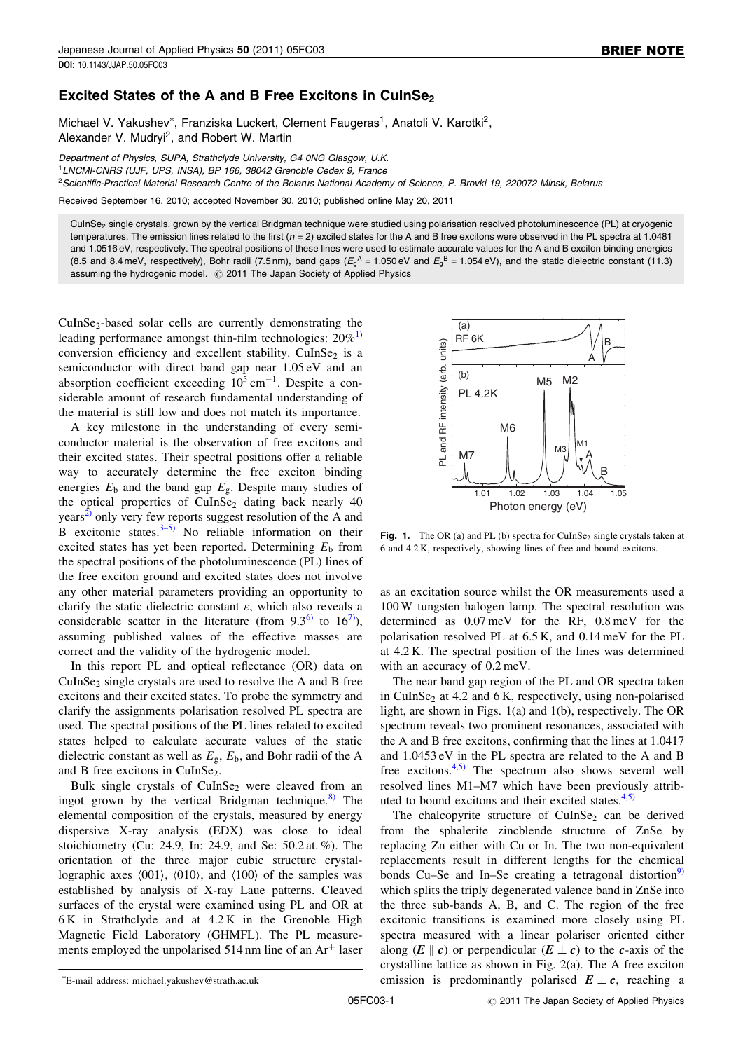# Excited States of the A and B Free Excitons in $CuInSe_2$

Michael V. Yakushev*, Franziska Luckert, Clement Faugeras[1], Anatoli V. Karotki[2], Alexander V. Mudryi[2], and Robert W. Martin

*Department of Physics, SUPA, Strathclyde University, G4 0NG Glasgow, U.K.*

[1]*LNCMI-CNRS (UJF, UPS, INSA), BP 166, 38042 Grenoble Cedex 9, France*

[2]*Scientific-Practical Material Research Centre of the Belarus National Academy of Science, P. Brovki 19, 220072 Minsk, Belarus*

Received September 16, 2010; accepted November 30, 2010; published online May 20, 2011

$CuInSe_2$ single crystals, grown by the vertical Bridgman technique were studied using polarisation resolved photoluminescence (PL) at cryogenic temperatures. The emission lines related to the first ($n = 2$) excited states for the A and B free excitons were observed in the PL spectra at 1.0481 and 1.0516 eV, respectively. The spectral positions of these lines were used to estimate accurate values for the A and B exciton binding energies (8.5 and 8.4 meV, respectively), Bohr radii (7.5 nm), band gaps ($E_g^A = 1.050$ eV and $E_g^B = 1.054$ eV), and the static dielectric constant (11.3) assuming the hydrogenic model. © 2011 The Japan Society of Applied Physics

$CuInSe_2$-based solar cells are currently demonstrating the leading performance amongst thin-film technologies: 20%[1] conversion efficiency and excellent stability. $CuInSe_2$ is a semiconductor with direct band gap near 1.05 eV and an absorption coefficient exceeding $10^5$ cm$^{-1}$. Despite a considerable amount of research fundamental understanding of the material is still low and does not match its importance.

A key milestone in the understanding of every semiconductor material is the observation of free excitons and their excited states. Their spectral positions offer a reliable way to accurately determine the free exciton binding energies $E_b$ and the band gap $E_g$. Despite many studies of the optical properties of $CuInSe_2$ dating back nearly 40 years[2] only very few reports suggest resolution of the A and B excitonic states.[3–5] No reliable information on their excited states has yet been reported. Determining $E_b$ from the spectral positions of the photoluminescence (PL) lines of the free exciton ground and excited states does not involve any other material parameters providing an opportunity to clarify the static dielectric constant $\varepsilon$, which also reveals a considerable scatter in the literature (from 9.3[6] to 16[7]), assuming published values of the effective masses are correct and the validity of the hydrogenic model.

In this report PL and optical reflectance (OR) data on $CuInSe_2$ single crystals are used to resolve the A and B free excitons and their excited states. To probe the symmetry and clarify the assignments polarisation resolved PL spectra are used. The spectral positions of the PL lines related to excited states helped to calculate accurate values of the static dielectric constant as well as $E_g$, $E_b$, and Bohr radii of the A and B free excitons in $CuInSe_2$.

Bulk single crystals of $CuInSe_2$ were cleaved from an ingot grown by the vertical Bridgman technique.[8] The elemental composition of the crystals, measured by energy dispersive X-ray analysis (EDX) was close to ideal stoichiometry (Cu: 24.9, In: 24.9, and Se: 50.2 at. %). The orientation of the three major cubic structure crystallographic axes ⟨001⟩, ⟨010⟩, and ⟨100⟩ of the samples was established by analysis of X-ray Laue patterns. Cleaved surfaces of the crystal were examined using PL and OR at 6 K in Strathclyde and at 4.2 K in the Grenoble High Magnetic Field Laboratory (GHMFL). The PL measurements employed the unpolarised 514 nm line of an $Ar^+$ laser as an excitation source whilst the OR measurements used a 100 W tungsten halogen lamp. The spectral resolution was determined as 0.07 meV for the RF, 0.8 meV for the polarisation resolved PL at 6.5 K, and 0.14 meV for the PL at 4.2 K. The spectral position of the lines was determined with an accuracy of 0.2 meV.

**Fig. 1.** The OR (a) and PL (b) spectra for $CuInSe_2$ single crystals taken at 6 and 4.2 K, respectively, showing lines of free and bound excitons.

The near band gap region of the PL and OR spectra taken in $CuInSe_2$ at 4.2 and 6 K, respectively, using non-polarised light, are shown in Figs. 1(a) and 1(b), respectively. The OR spectrum reveals two prominent resonances, associated with the A and B free excitons, confirming that the lines at 1.0417 and 1.0453 eV in the PL spectra are related to the A and B free excitons.[4,5] The spectrum also shows several well resolved lines M1–M7 which have been previously attributed to bound excitons and their excited states.[4,5]

The chalcopyrite structure of $CuInSe_2$ can be derived from the sphalerite zincblende structure of ZnSe by replacing Zn either with Cu or In. The two non-equivalent replacements result in different lengths for the chemical bonds Cu–Se and In–Se creating a tetragonal distortion[9] which splits the triply degenerated valence band in ZnSe into the three sub-bands A, B, and C. The region of the free excitonic transitions is examined more closely using PL spectra measured with a linear polariser oriented either along ($\boldsymbol{E} \parallel \boldsymbol{c}$) or perpendicular ($\boldsymbol{E} \perp \boldsymbol{c}$) to the $\boldsymbol{c}$-axis of the crystalline lattice as shown in Fig. 2(a). The A free exciton emission is predominantly polarised $\boldsymbol{E} \perp \boldsymbol{c}$, reaching a

*E-mail address: michael.yakushev@strath.ac.uk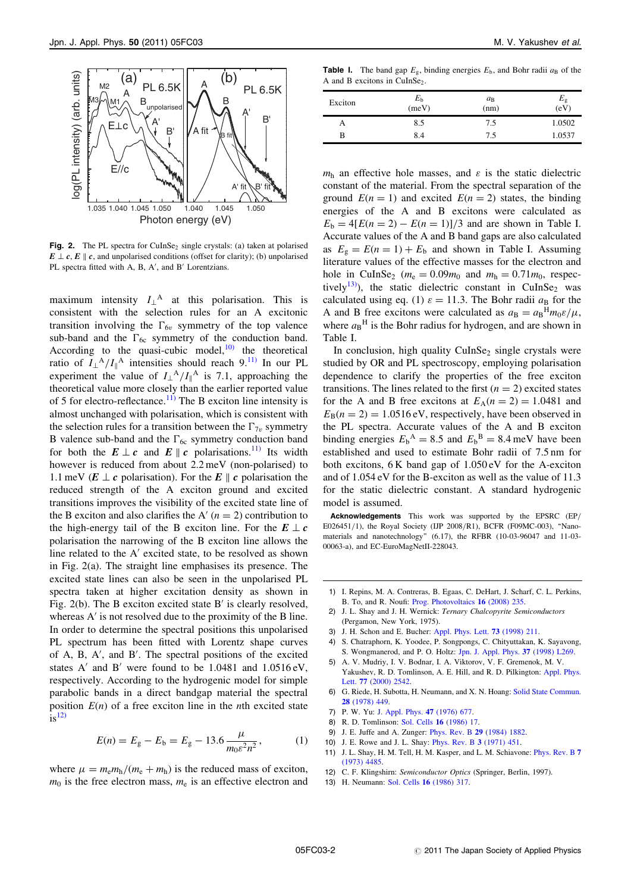(a)
PL 6.5K
M2
M3
M1
A
B
unpolarised
E⊥c
A'
B'
E//c
1.035 1.040 1.045 1.050
log(PL intensity) (arb. units)

(b)
PL 6.5K
A
B
A'
B'
A fit
B fit
A' fit
B' fit
1.040 1.045 1.050
Photon energy (eV)

**Fig. 2.** The PL spectra for $CuInSe_2$ single crystals: (a) taken at polarised $\boldsymbol{E} \perp \boldsymbol{c}$, $\boldsymbol{E} \parallel \boldsymbol{c}$, and unpolarised conditions (offset for clarity); (b) unpolarised PL spectra fitted with A, B, A′, and B′ Lorentzians.

maximum intensity $I_\perp^A$ at this polarisation. This is consistent with the selection rules for an A excitonic transition involving the $\Gamma_{6v}$ symmetry of the top valence sub-band and the $\Gamma_{6c}$ symmetry of the conduction band. According to the quasi-cubic model,[10] the theoretical ratio of $I_\perp^A/I_\parallel^A$ intensities should reach 9.[11] In our PL experiment the value of $I_\perp^A/I_\parallel^A$ is 7.1, approaching the theoretical value more closely than the earlier reported value of 5 for electro-reflectance.[11] The B exciton line intensity is almost unchanged with polarisation, which is consistent with the selection rules for a transition between the $\Gamma_{7v}$ symmetry B valence sub-band and the $\Gamma_{6c}$ symmetry conduction band for both the $\boldsymbol{E} \perp \boldsymbol{c}$ and $\boldsymbol{E} \parallel \boldsymbol{c}$ polarisations.[11] Its width however is reduced from about 2.2 meV (non-polarised) to 1.1 meV ($\boldsymbol{E} \perp \boldsymbol{c}$ polarisation). For the $\boldsymbol{E} \parallel \boldsymbol{c}$ polarisation the reduced strength of the A exciton ground and excited transitions improves the visibility of the excited state line of the B exciton and also clarifies the A′ ($n = 2$) contribution to the high-energy tail of the B exciton line. For the $\boldsymbol{E} \perp \boldsymbol{c}$ polarisation the narrowing of the B exciton line allows the line related to the A′ excited state, to be resolved as shown in Fig. 2(a). The straight line emphasises its presence. The excited state lines can also be seen in the unpolarised PL spectra taken at higher excitation density as shown in Fig. 2(b). The B exciton excited state B′ is clearly resolved, whereas A′ is not resolved due to the proximity of the B line. In order to determine the spectral positions this unpolarised PL spectrum has been fitted with Lorentz shape curves of A, B, A′, and B′. The spectral positions of the excited states A′ and B′ were found to be 1.0481 and 1.0516 eV, respectively. According to the hydrogenic model for simple parabolic bands in a direct bandgap material the spectral position $E(n)$ of a free exciton line in the $n$th excited state is[12]

$$E(n) = E_g - E_b = E_g - 13.6\frac{\mu}{m_0\varepsilon^2 n^2}, \qquad (1)$$

where $\mu = m_e m_h/(m_e + m_h)$ is the reduced mass of exciton, $m_0$ is the free electron mass, $m_e$ is an effective electron and $m_h$ an effective hole masses, and $\varepsilon$ is the static dielectric constant of the material. From the spectral separation of the ground $E(n = 1)$ and excited $E(n = 2)$ states, the binding energies of the A and B excitons were calculated as $E_b = 4[E(n = 2) - E(n = 1)]/3$ and are shown in Table I. Accurate values of the A and B band gaps are also calculated as $E_g = E(n = 1) + E_b$ and shown in Table I. Assuming literature values of the effective masses for the electron and hole in $CuInSe_2$ ($m_e = 0.09m_0$ and $m_h = 0.71m_0$, respectively[13]), the static dielectric constant in $CuInSe_2$ was calculated using eq. (1) $\varepsilon = 11.3$. The Bohr radii $a_B$ for the A and B free excitons were calculated as $a_B = a_B^H m_0\varepsilon/\mu$, where $a_B^H$ is the Bohr radius for hydrogen, and are shown in Table I.

**Table I.** The band gap $E_g$, binding energies $E_b$, and Bohr radii $a_B$ of the A and B excitons in $CuInSe_2$.

| Exciton | $E_b$ (meV) | $a_B$ (nm) | $E_g$ (eV) |
|---|---|---|---|
| A | 8.5 | 7.5 | 1.0502 |
| B | 8.4 | 7.5 | 1.0537 |

In conclusion, high quality $CuInSe_2$ single crystals were studied by OR and PL spectroscopy, employing polarisation dependence to clarify the properties of the free exciton transitions. The lines related to the first ($n = 2$) excited states for the A and B free excitons at $E_A(n = 2) = 1.0481$ and $E_B(n = 2) = 1.0516$ eV, respectively, have been observed in the PL spectra. Accurate values of the A and B exciton binding energies $E_b^A = 8.5$ and $E_b^B = 8.4$ meV have been established and used to estimate Bohr radii of 7.5 nm for both excitons, 6 K band gap of 1.050 eV for the A-exciton and of 1.054 eV for the B-exciton as well as the value of 11.3 for the static dielectric constant. A standard hydrogenic model is assumed.

**Acknowledgements** This work was supported by the EPSRC (EP/E026451/1), the Royal Society (IJP 2008/R1), BCFR (F09MC-003), "Nanomaterials and nanotechnology" (6.17), the RFBR (10-03-96047 and 11-03-00063-a), and EC-EuroMagNetII-228043.

1) I. Repins, M. A. Contreras, B. Egaas, C. DeHart, J. Scharf, C. L. Perkins, B. To, and R. Noufi: Prog. Photovoltaics **16** (2008) 235.
2) J. L. Shay and J. H. Wernick: *Ternary Chalcopyrite Semiconductors* (Pergamon, New York, 1975).
3) J. H. Schon and E. Bucher: Appl. Phys. Lett. **73** (1998) 211.
4) S. Chatraphorn, K. Yoodee, P. Songpongs, C. Chityuttakan, K. Sayavong, S. Wongmanerod, and P. O. Holtz: Jpn. J. Appl. Phys. **37** (1998) L269.
5) A. V. Mudriy, I. V. Bodnar, I. A. Viktorov, V. F. Gremenok, M. V. Yakushev, R. D. Tomlinson, A. E. Hill, and R. D. Pilkington: Appl. Phys. Lett. **77** (2000) 2542.
6) G. Riede, H. Subotta, H. Neumann, and X. N. Hoang: Solid State Commun. **28** (1978) 449.
7) P. W. Yu: J. Appl. Phys. **47** (1976) 677.
8) R. D. Tomlinson: Sol. Cells **16** (1986) 17.
9) J. E. Juffe and A. Zunger: Phys. Rev. B **29** (1984) 1882.
10) J. E. Rowe and J. L. Shay: Phys. Rev. B **3** (1971) 451.
11) J. L. Shay, H. M. Tell, H. M. Kasper, and L. M. Schiavone: Phys. Rev. B **7** (1973) 4485.
12) C. F. Klingshirn: *Semiconductor Optics* (Springer, Berlin, 1997).
13) H. Neumann: Sol. Cells **16** (1986) 317.